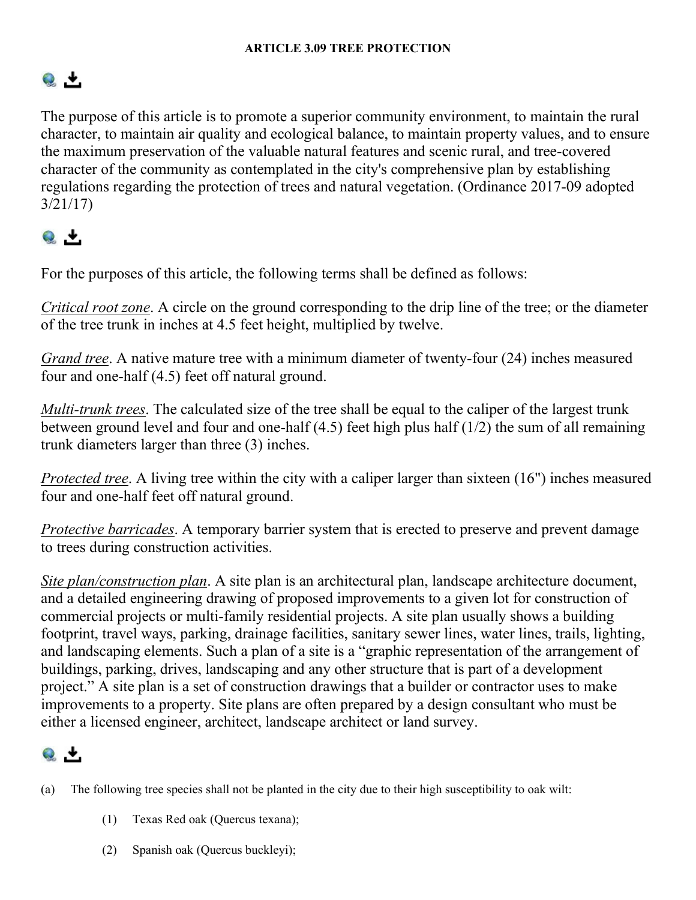# ARTICLE 3.09 TREE PROTECTION

The purpose of this article is to promote a superior community environment, to maintain the rural character, to maintain air quality and ecological balance, to maintain property values, and to ensure the maximum preservation of the valuable natural features and scenic rural, and tree-covered character of the community as contemplated in the city's comprehensive plan by establishing regulations regarding the protection of trees and natural vegetation. (Ordinance 2017-09 adopted 3/21/17)

For the purposes of this article, the following terms shall be defined as follows:

*Critical root zone*. A circle on the ground corresponding to the drip line of the tree; or the diameter of the tree trunk in inches at 4.5 feet height, multiplied by twelve.

*Grand tree*. A native mature tree with a minimum diameter of twenty-four (24) inches measured four and one-half (4.5) feet off natural ground.

*Multi-trunk trees*. The calculated size of the tree shall be equal to the caliper of the largest trunk between ground level and four and one-half (4.5) feet high plus half (1/2) the sum of all remaining trunk diameters larger than three (3) inches.

*Protected tree*. A living tree within the city with a caliper larger than sixteen (16") inches measured four and one-half feet off natural ground.

*Protective barricades*. A temporary barrier system that is erected to preserve and prevent damage to trees during construction activities.

*Site plan/construction plan*. A site plan is an architectural plan, landscape architecture document, and a detailed engineering drawing of proposed improvements to a given lot for construction of commercial projects or multi-family residential projects. A site plan usually shows a building footprint, travel ways, parking, drainage facilities, sanitary sewer lines, water lines, trails, lighting, and landscaping elements. Such a plan of a site is a "graphic representation of the arrangement of buildings, parking, drives, landscaping and any other structure that is part of a development project." A site plan is a set of construction drawings that a builder or contractor uses to make improvements to a property. Site plans are often prepared by a design consultant who must be either a licensed engineer, architect, landscape architect or land survey.

(a) The following tree species shall not be planted in the city due to their high susceptibility to oak wilt:

  (1) Texas Red oak (Quercus texana);

  (2) Spanish oak (Quercus buckleyi);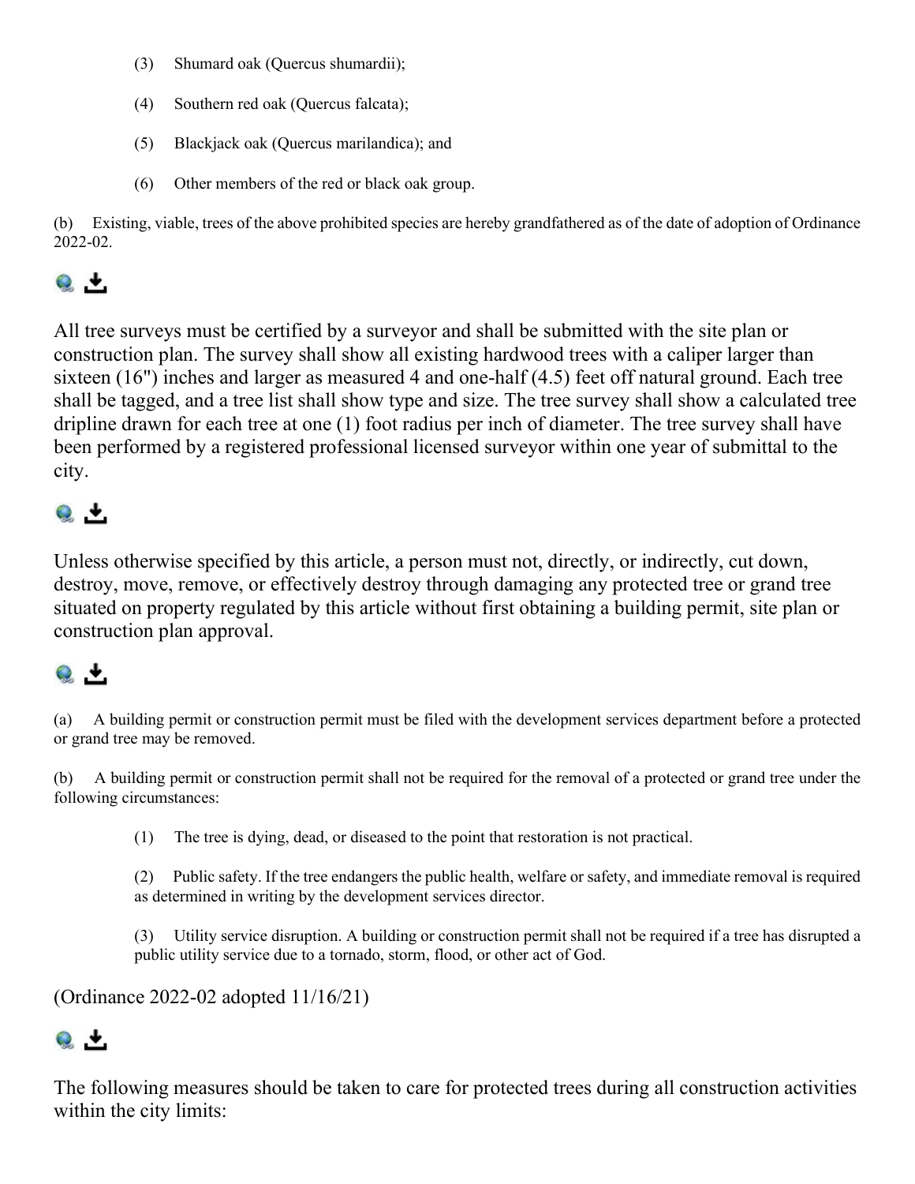(3) Shumard oak (Quercus shumardii);

(4) Southern red oak (Quercus falcata);

(5) Blackjack oak (Quercus marilandica); and

(6) Other members of the red or black oak group.

(b) Existing, viable, trees of the above prohibited species are hereby grandfathered as of the date of adoption of Ordinance 2022-02.

All tree surveys must be certified by a surveyor and shall be submitted with the site plan or construction plan. The survey shall show all existing hardwood trees with a caliper larger than sixteen (16") inches and larger as measured 4 and one-half (4.5) feet off natural ground. Each tree shall be tagged, and a tree list shall show type and size. The tree survey shall show a calculated tree dripline drawn for each tree at one (1) foot radius per inch of diameter. The tree survey shall have been performed by a registered professional licensed surveyor within one year of submittal to the city.

Unless otherwise specified by this article, a person must not, directly, or indirectly, cut down, destroy, move, remove, or effectively destroy through damaging any protected tree or grand tree situated on property regulated by this article without first obtaining a building permit, site plan or construction plan approval.

(a) A building permit or construction permit must be filed with the development services department before a protected or grand tree may be removed.

(b) A building permit or construction permit shall not be required for the removal of a protected or grand tree under the following circumstances:

(1) The tree is dying, dead, or diseased to the point that restoration is not practical.

(2) Public safety. If the tree endangers the public health, welfare or safety, and immediate removal is required as determined in writing by the development services director.

(3) Utility service disruption. A building or construction permit shall not be required if a tree has disrupted a public utility service due to a tornado, storm, flood, or other act of God.

(Ordinance 2022-02 adopted 11/16/21)

The following measures should be taken to care for protected trees during all construction activities within the city limits: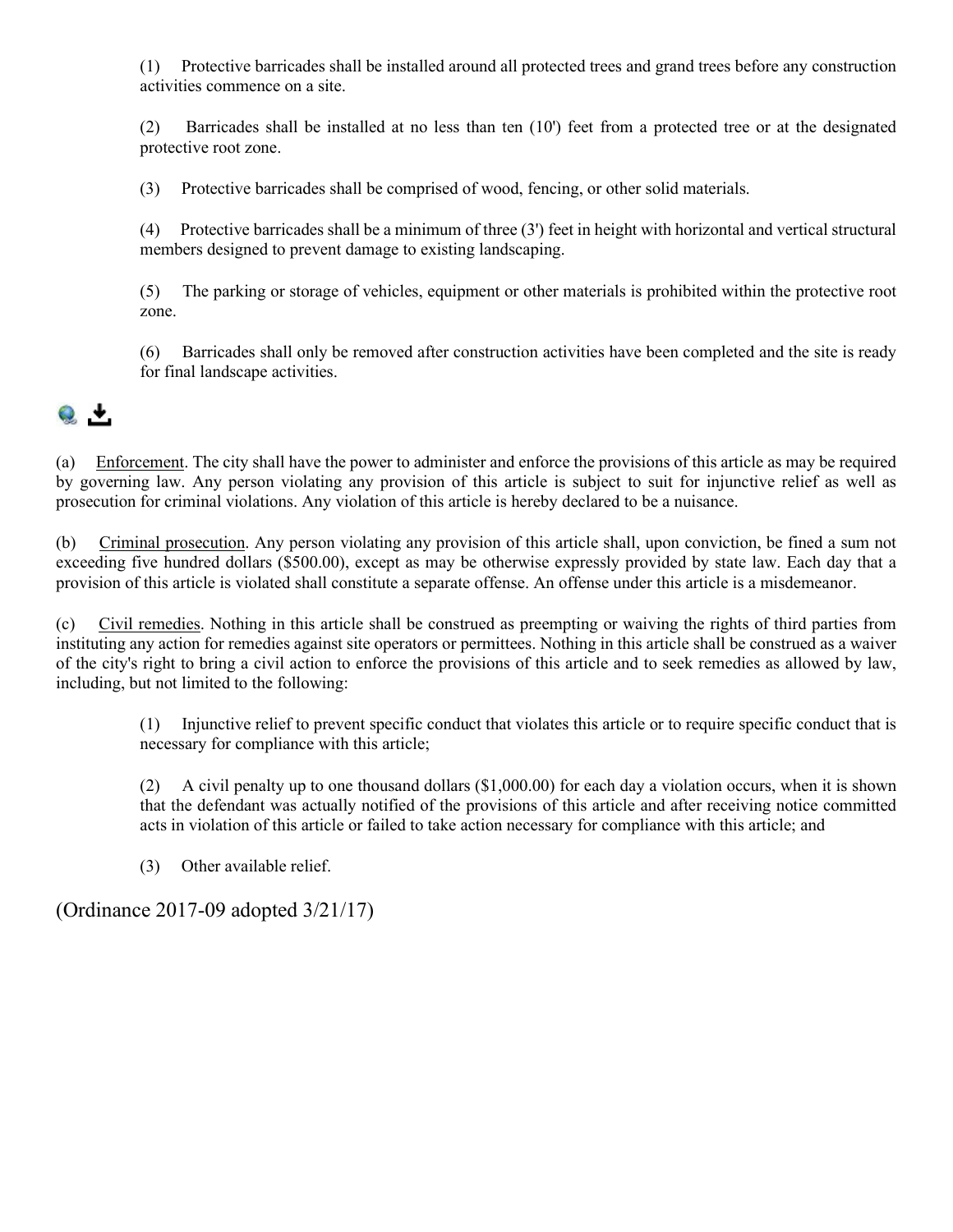(1) Protective barricades shall be installed around all protected trees and grand trees before any construction activities commence on a site.

(2) Barricades shall be installed at no less than ten (10') feet from a protected tree or at the designated protective root zone.

(3) Protective barricades shall be comprised of wood, fencing, or other solid materials.

(4) Protective barricades shall be a minimum of three (3') feet in height with horizontal and vertical structural members designed to prevent damage to existing landscaping.

(5) The parking or storage of vehicles, equipment or other materials is prohibited within the protective root zone.

(6) Barricades shall only be removed after construction activities have been completed and the site is ready for final landscape activities.

(a) Enforcement. The city shall have the power to administer and enforce the provisions of this article as may be required by governing law. Any person violating any provision of this article is subject to suit for injunctive relief as well as prosecution for criminal violations. Any violation of this article is hereby declared to be a nuisance.

(b) Criminal prosecution. Any person violating any provision of this article shall, upon conviction, be fined a sum not exceeding five hundred dollars ($500.00), except as may be otherwise expressly provided by state law. Each day that a provision of this article is violated shall constitute a separate offense. An offense under this article is a misdemeanor.

(c) Civil remedies. Nothing in this article shall be construed as preempting or waiving the rights of third parties from instituting any action for remedies against site operators or permittees. Nothing in this article shall be construed as a waiver of the city's right to bring a civil action to enforce the provisions of this article and to seek remedies as allowed by law, including, but not limited to the following:

(1) Injunctive relief to prevent specific conduct that violates this article or to require specific conduct that is necessary for compliance with this article;

(2) A civil penalty up to one thousand dollars ($1,000.00) for each day a violation occurs, when it is shown that the defendant was actually notified of the provisions of this article and after receiving notice committed acts in violation of this article or failed to take action necessary for compliance with this article; and

(3) Other available relief.

(Ordinance 2017-09 adopted 3/21/17)